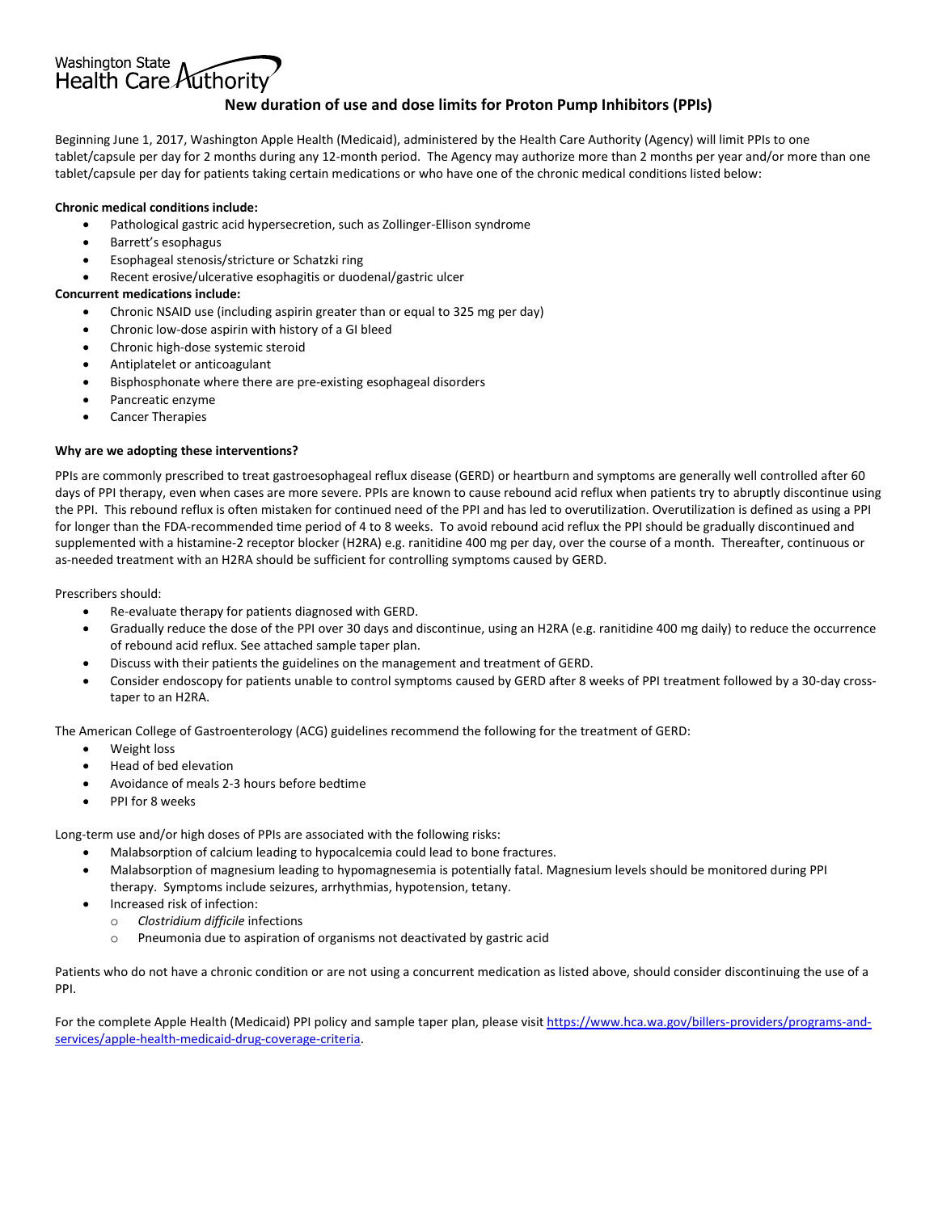Washington State Health Care Authority

# New duration of use and dose limits for Proton Pump Inhibitors (PPIs)

Beginning June 1, 2017, Washington Apple Health (Medicaid), administered by the Health Care Authority (Agency) will limit PPIs to one tablet/capsule per day for 2 months during any 12-month period. The Agency may authorize more than 2 months per year and/or more than one tablet/capsule per day for patients taking certain medications or who have one of the chronic medical conditions listed below:

**Chronic medical conditions include:**

- Pathological gastric acid hypersecretion, such as Zollinger-Ellison syndrome
- Barrett's esophagus
- Esophageal stenosis/stricture or Schatzki ring
- Recent erosive/ulcerative esophagitis or duodenal/gastric ulcer

**Concurrent medications include:**

- Chronic NSAID use (including aspirin greater than or equal to 325 mg per day)
- Chronic low-dose aspirin with history of a GI bleed
- Chronic high-dose systemic steroid
- Antiplatelet or anticoagulant
- Bisphosphonate where there are pre-existing esophageal disorders
- Pancreatic enzyme
- Cancer Therapies

**Why are we adopting these interventions?**

PPIs are commonly prescribed to treat gastroesophageal reflux disease (GERD) or heartburn and symptoms are generally well controlled after 60 days of PPI therapy, even when cases are more severe. PPIs are known to cause rebound acid reflux when patients try to abruptly discontinue using the PPI. This rebound reflux is often mistaken for continued need of the PPI and has led to overutilization. Overutilization is defined as using a PPI for longer than the FDA-recommended time period of 4 to 8 weeks. To avoid rebound acid reflux the PPI should be gradually discontinued and supplemented with a histamine-2 receptor blocker (H2RA) e.g. ranitidine 400 mg per day, over the course of a month. Thereafter, continuous or as-needed treatment with an H2RA should be sufficient for controlling symptoms caused by GERD.

Prescribers should:

- Re-evaluate therapy for patients diagnosed with GERD.
- Gradually reduce the dose of the PPI over 30 days and discontinue, using an H2RA (e.g. ranitidine 400 mg daily) to reduce the occurrence of rebound acid reflux. See attached sample taper plan.
- Discuss with their patients the guidelines on the management and treatment of GERD.
- Consider endoscopy for patients unable to control symptoms caused by GERD after 8 weeks of PPI treatment followed by a 30-day cross-taper to an H2RA.

The American College of Gastroenterology (ACG) guidelines recommend the following for the treatment of GERD:

- Weight loss
- Head of bed elevation
- Avoidance of meals 2-3 hours before bedtime
- PPI for 8 weeks

Long-term use and/or high doses of PPIs are associated with the following risks:

- Malabsorption of calcium leading to hypocalcemia could lead to bone fractures.
- Malabsorption of magnesium leading to hypomagnesemia is potentially fatal. Magnesium levels should be monitored during PPI therapy. Symptoms include seizures, arrhythmias, hypotension, tetany.
- Increased risk of infection:
  - *Clostridium difficile* infections
  - Pneumonia due to aspiration of organisms not deactivated by gastric acid

Patients who do not have a chronic condition or are not using a concurrent medication as listed above, should consider discontinuing the use of a PPI.

For the complete Apple Health (Medicaid) PPI policy and sample taper plan, please visit [https://www.hca.wa.gov/billers-providers/programs-and-services/apple-health-medicaid-drug-coverage-criteria](https://www.hca.wa.gov/billers-providers/programs-and-services/apple-health-medicaid-drug-coverage-criteria).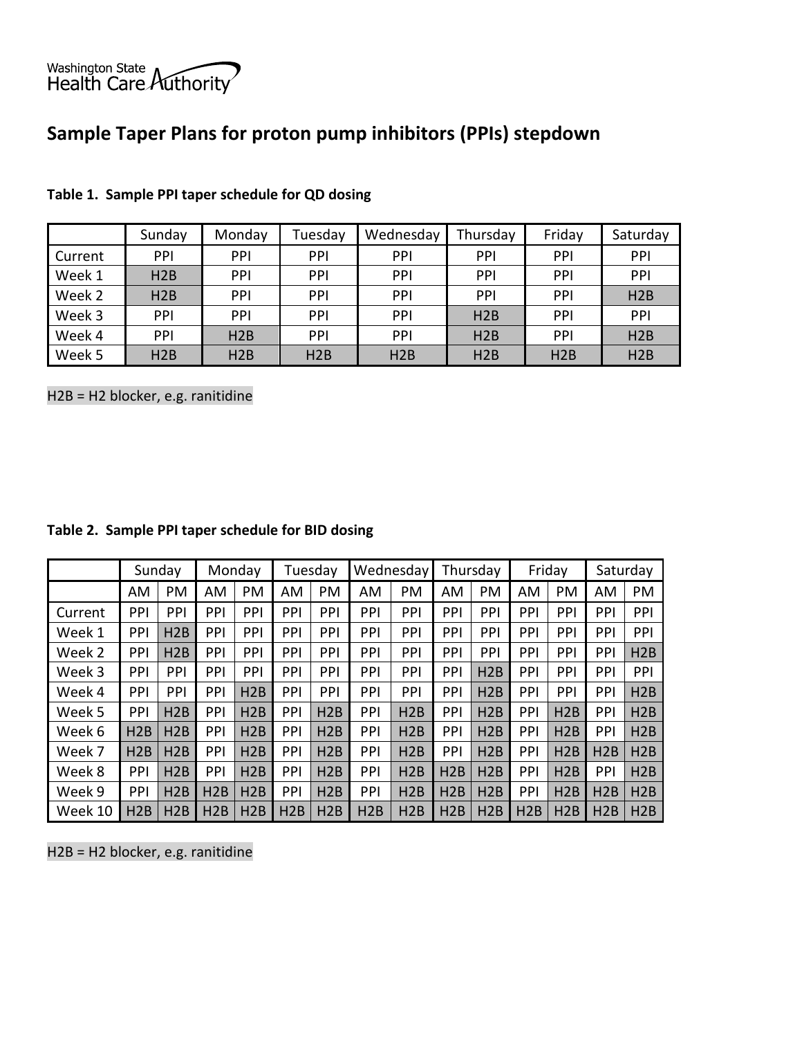Washington State Health Care Authority

## Sample Taper Plans for proton pump inhibitors (PPIs) stepdown

**Table 1. Sample PPI taper schedule for QD dosing**

| | Sunday | Monday | Tuesday | Wednesday | Thursday | Friday | Saturday |
|---|---|---|---|---|---|---|---|
| Current | PPI | PPI | PPI | PPI | PPI | PPI | PPI |
| Week 1 | H2B | PPI | PPI | PPI | PPI | PPI | PPI |
| Week 2 | H2B | PPI | PPI | PPI | PPI | PPI | H2B |
| Week 3 | PPI | PPI | PPI | PPI | H2B | PPI | PPI |
| Week 4 | PPI | H2B | PPI | PPI | H2B | PPI | H2B |
| Week 5 | H2B | H2B | H2B | H2B | H2B | H2B | H2B |

H2B = H2 blocker, e.g. ranitidine

**Table 2. Sample PPI taper schedule for BID dosing**

| | Sunday | | Monday | | Tuesday | | Wednesday | | Thursday | | Friday | | Saturday | |
|---|---|---|---|---|---|---|---|---|---|---|---|---|---|---|
| | AM | PM | AM | PM | AM | PM | AM | PM | AM | PM | AM | PM | AM | PM |
| Current | PPI | PPI | PPI | PPI | PPI | PPI | PPI | PPI | PPI | PPI | PPI | PPI | PPI | PPI |
| Week 1 | PPI | H2B | PPI | PPI | PPI | PPI | PPI | PPI | PPI | PPI | PPI | PPI | PPI | PPI |
| Week 2 | PPI | H2B | PPI | PPI | PPI | PPI | PPI | PPI | PPI | PPI | PPI | PPI | PPI | H2B |
| Week 3 | PPI | PPI | PPI | PPI | PPI | PPI | PPI | PPI | PPI | H2B | PPI | PPI | PPI | PPI |
| Week 4 | PPI | PPI | PPI | H2B | PPI | PPI | PPI | PPI | PPI | H2B | PPI | PPI | PPI | H2B |
| Week 5 | PPI | H2B | PPI | H2B | PPI | H2B | PPI | H2B | PPI | H2B | PPI | H2B | PPI | H2B |
| Week 6 | H2B | H2B | PPI | H2B | PPI | H2B | PPI | H2B | PPI | H2B | PPI | H2B | PPI | H2B |
| Week 7 | H2B | H2B | PPI | H2B | PPI | H2B | PPI | H2B | PPI | H2B | PPI | H2B | H2B | H2B |
| Week 8 | PPI | H2B | PPI | H2B | PPI | H2B | PPI | H2B | H2B | H2B | PPI | H2B | PPI | H2B |
| Week 9 | PPI | H2B | H2B | H2B | PPI | H2B | PPI | H2B | H2B | H2B | PPI | H2B | H2B | H2B |
| Week 10 | H2B | H2B | H2B | H2B | H2B | H2B | H2B | H2B | H2B | H2B | H2B | H2B | H2B | H2B |

H2B = H2 blocker, e.g. ranitidine